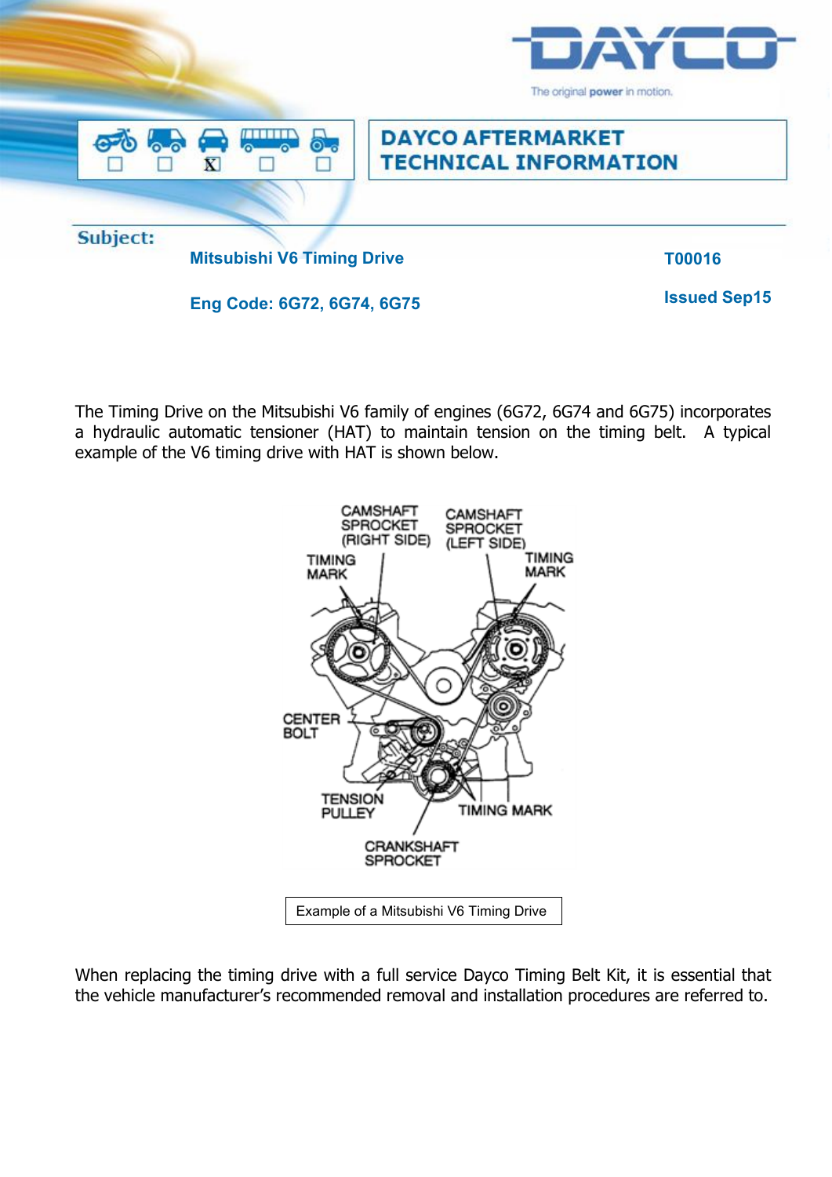DAYCO

The original **power** in motion.

☐ ☐ ☒ ☐ ☐

# DAYCO AFTERMARKET TECHNICAL INFORMATION

**Subject:**

**Mitsubishi V6 Timing Drive** **T00016**

**Eng Code: 6G72, 6G74, 6G75** **Issued Sep15**

The Timing Drive on the Mitsubishi V6 family of engines (6G72, 6G74 and 6G75) incorporates a hydraulic automatic tensioner (HAT) to maintain tension on the timing belt. A typical example of the V6 timing drive with HAT is shown below.

CAMSHAFT SPROCKET (RIGHT SIDE)

CAMSHAFT SPROCKET (LEFT SIDE)

TIMING MARK

TIMING MARK

CENTER BOLT

TENSION PULLEY

TIMING MARK

CRANKSHAFT SPROCKET

Example of a Mitsubishi V6 Timing Drive

When replacing the timing drive with a full service Dayco Timing Belt Kit, it is essential that the vehicle manufacturer's recommended removal and installation procedures are referred to.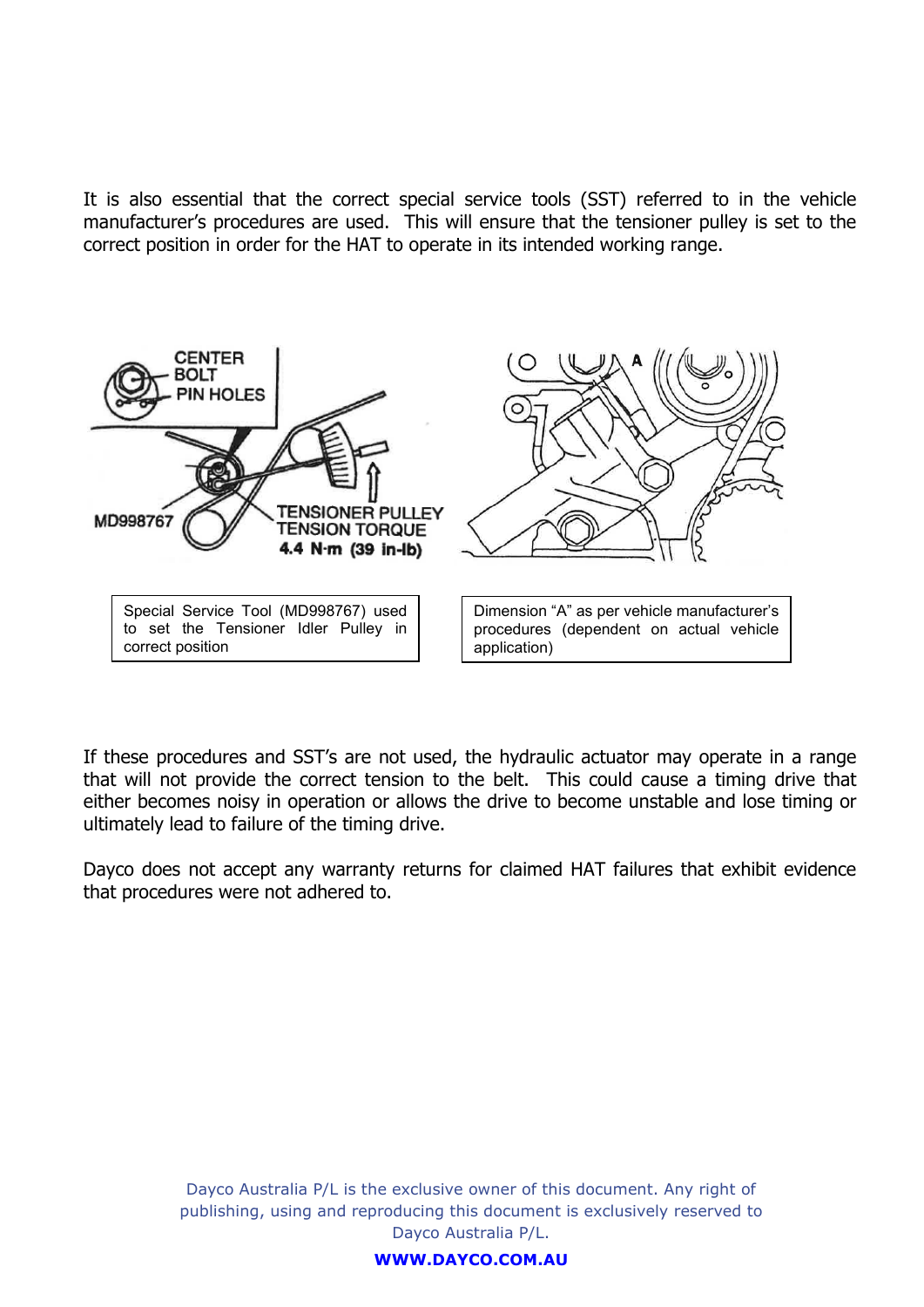It is also essential that the correct special service tools (SST) referred to in the vehicle manufacturer's procedures are used. This will ensure that the tensioner pulley is set to the correct position in order for the HAT to operate in its intended working range.

CENTER BOLT

PIN HOLES

MD998767

TENSIONER PULLEY TENSION TORQUE

4.4 N·m (39 in-lb)

A

Special Service Tool (MD998767) used to set the Tensioner Idler Pulley in correct position

Dimension "A" as per vehicle manufacturer's procedures (dependent on actual vehicle application)

If these procedures and SST's are not used, the hydraulic actuator may operate in a range that will not provide the correct tension to the belt. This could cause a timing drive that either becomes noisy in operation or allows the drive to become unstable and lose timing or ultimately lead to failure of the timing drive.

Dayco does not accept any warranty returns for claimed HAT failures that exhibit evidence that procedures were not adhered to.

Dayco Australia P/L is the exclusive owner of this document. Any right of publishing, using and reproducing this document is exclusively reserved to Dayco Australia P/L.

**WWW.DAYCO.COM.AU**